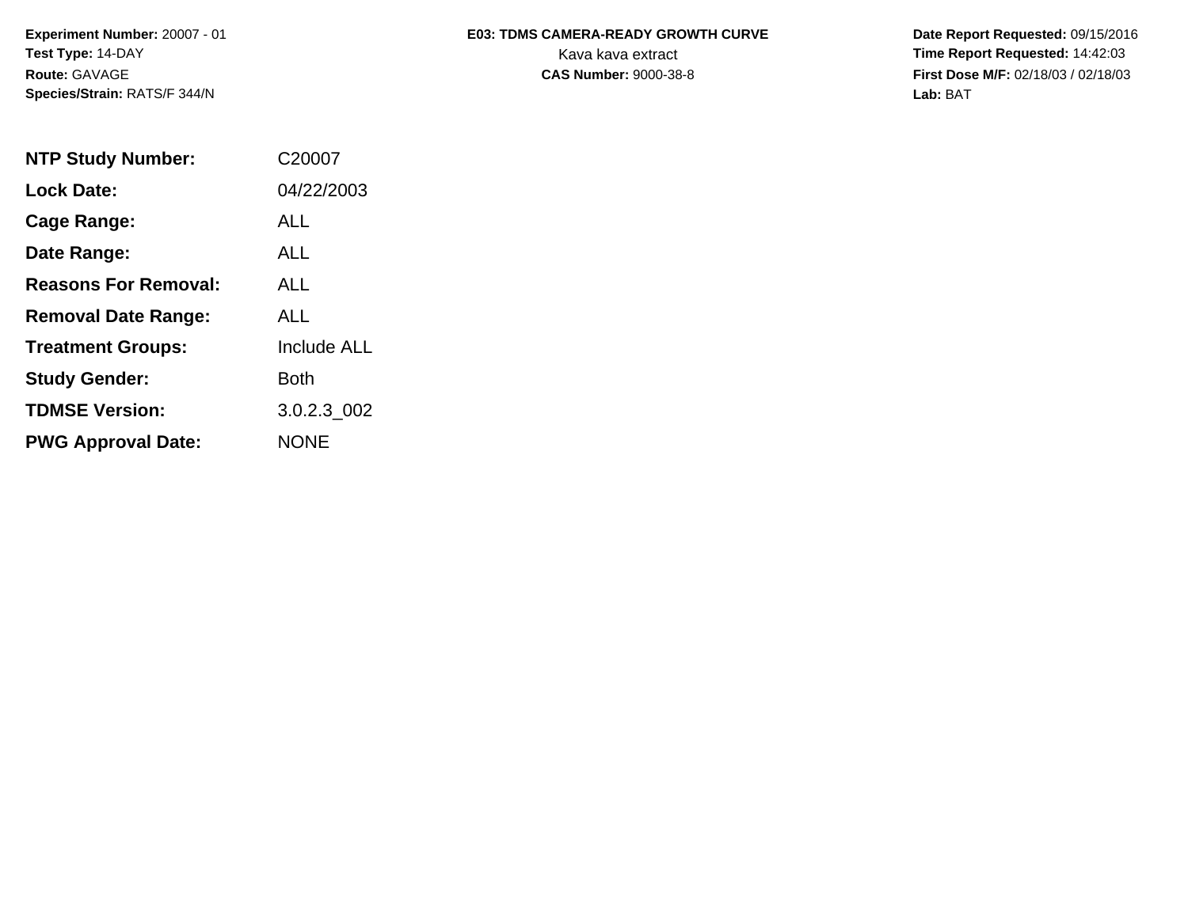**Experiment Number:** 20007 - 01
**Test Type:** 14-DAY
**Route:** GAVAGE
**Species/Strain:** RATS/F 344/N

**E03: TDMS CAMERA-READY GROWTH CURVE**
Kava kava extract
**CAS Number:** 9000-38-8

**Date Report Requested:** 09/15/2016
**Time Report Requested:** 14:42:03
**First Dose M/F:** 02/18/03 / 02/18/03
**Lab:** BAT

| | |
|---|---|
| **NTP Study Number:** | C20007 |
| **Lock Date:** | 04/22/2003 |
| **Cage Range:** | ALL |
| **Date Range:** | ALL |
| **Reasons For Removal:** | ALL |
| **Removal Date Range:** | ALL |
| **Treatment Groups:** | Include ALL |
| **Study Gender:** | Both |
| **TDMSE Version:** | 3.0.2.3_002 |
| **PWG Approval Date:** | NONE |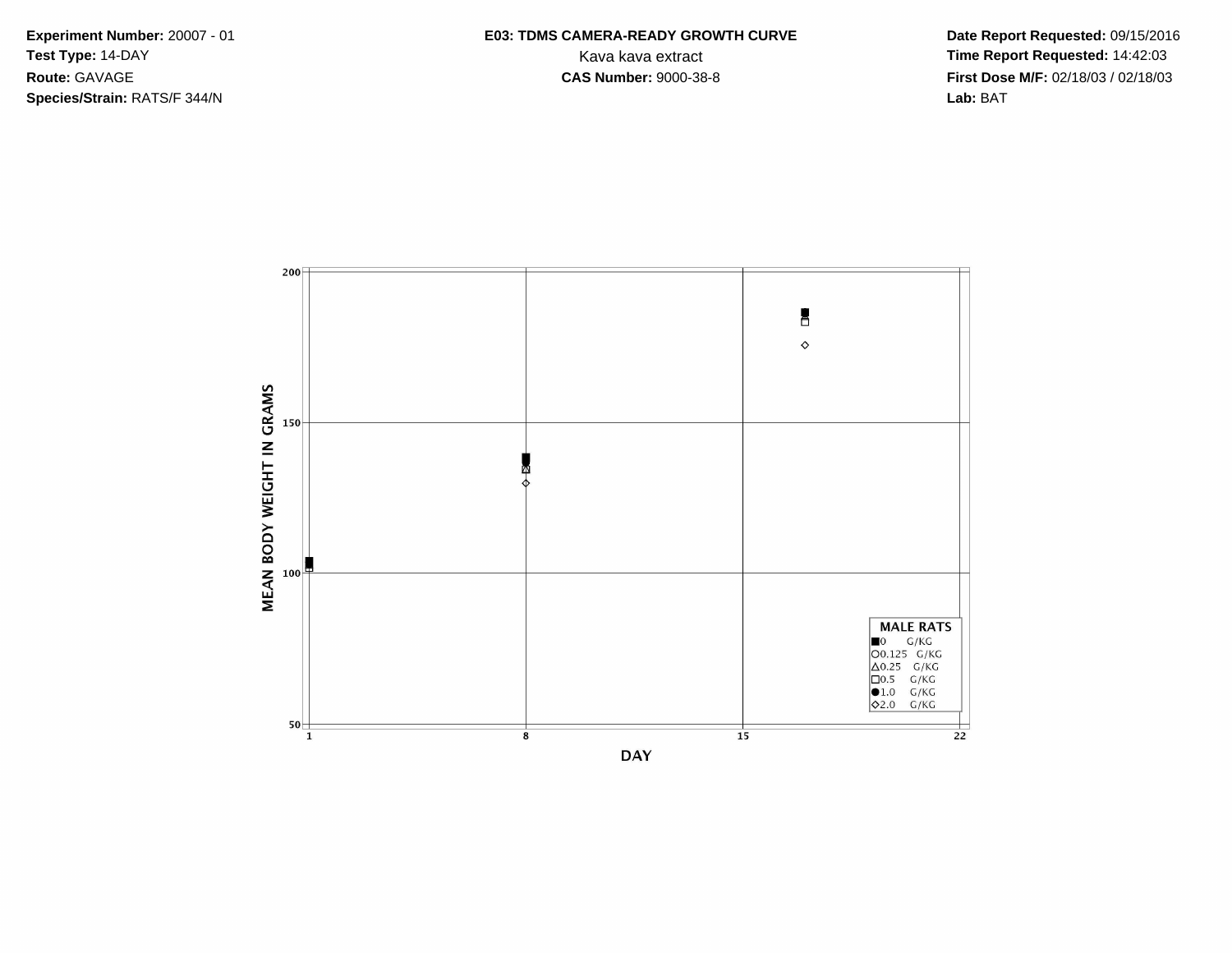**Experiment Number:** 20007 - 01
**Test Type:** 14-DAY
**Route:** GAVAGE
**Species/Strain:** RATS/F 344/N

**E03: TDMS CAMERA-READY GROWTH CURVE**
Kava kava extract
**CAS Number:** 9000-38-8

**Date Report Requested:** 09/15/2016
**Time Report Requested:** 14:42:03
**First Dose M/F:** 02/18/03 / 02/18/03
**Lab:** BAT

MEAN BODY WEIGHT IN GRAMS

DAY

MALE RATS
- ■ 0 G/KG
- ○ 0.125 G/KG
- △ 0.25 G/KG
- □ 0.5 G/KG
- ● 1.0 G/KG
- ◇ 2.0 G/KG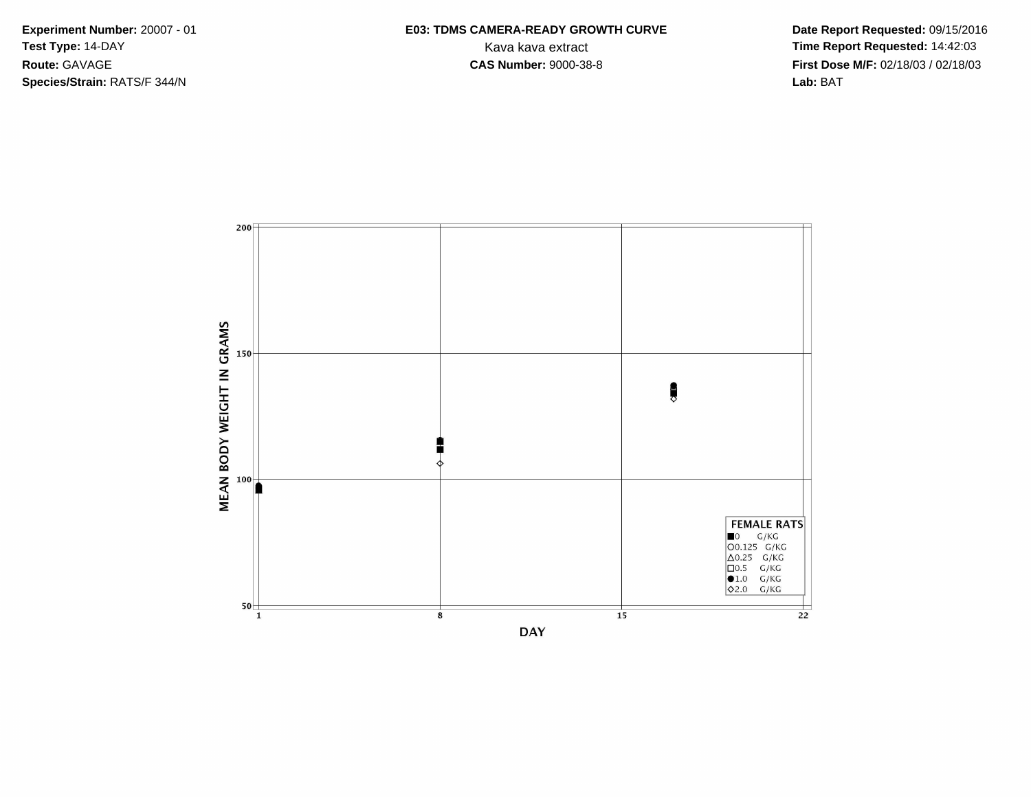**Experiment Number:** 20007 - 01
**Test Type:** 14-DAY
**Route:** GAVAGE
**Species/Strain:** RATS/F 344/N

**E03: TDMS CAMERA-READY GROWTH CURVE**
Kava kava extract
**CAS Number:** 9000-38-8

**Date Report Requested:** 09/15/2016
**Time Report Requested:** 14:42:03
**First Dose M/F:** 02/18/03 / 02/18/03
**Lab:** BAT

MEAN BODY WEIGHT IN GRAMS

200
150
100
50

1
8
15
22

DAY

FEMALE RATS
■0 G/KG
○0.125 G/KG
△0.25 G/KG
□0.5 G/KG
●1.0 G/KG
◇2.0 G/KG